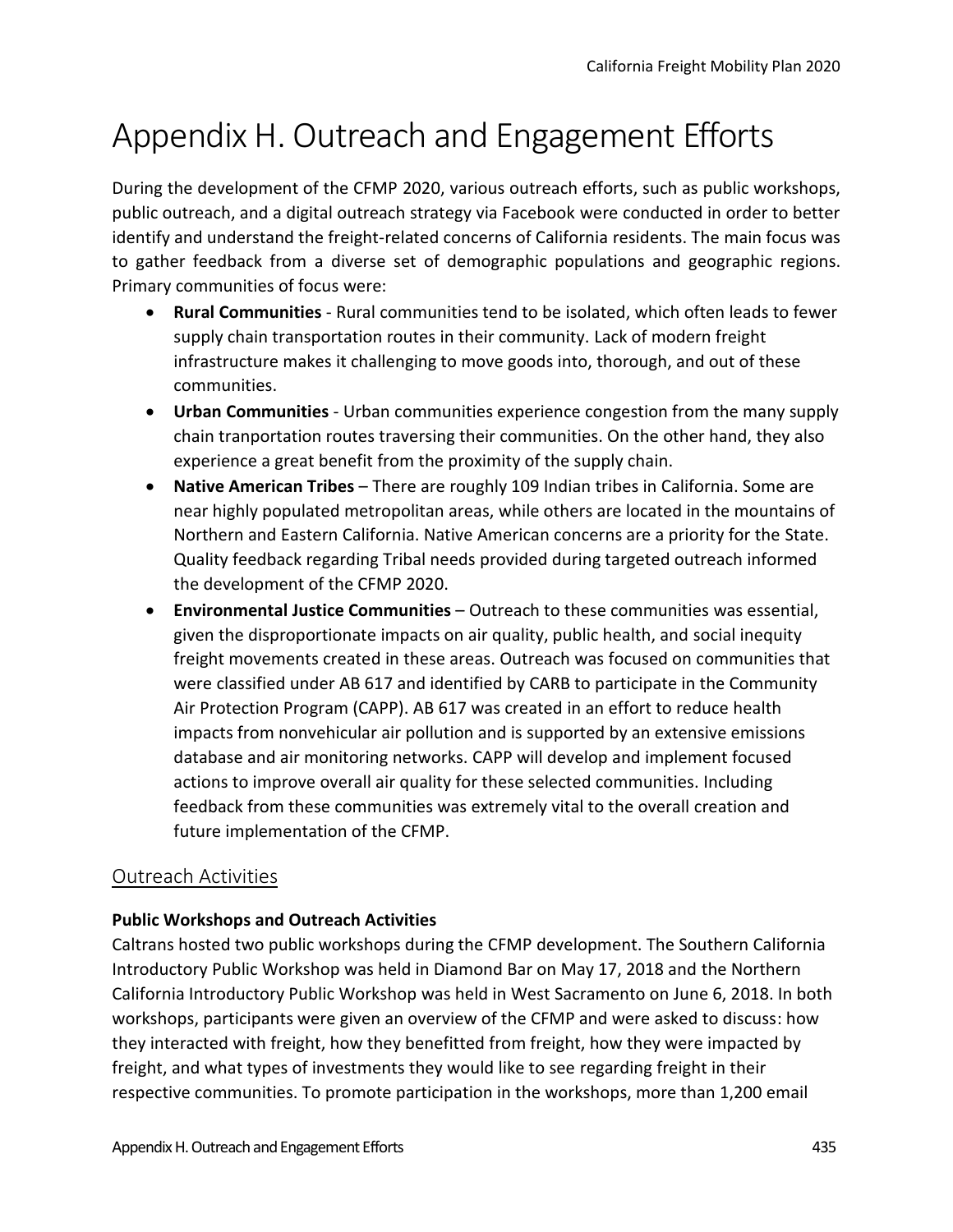# Appendix H. Outreach and Engagement Efforts

During the development of the CFMP 2020, various outreach efforts, such as public workshops, public outreach, and a digital outreach strategy via Facebook were conducted in order to better identify and understand the freight-related concerns of California residents. The main focus was to gather feedback from a diverse set of demographic populations and geographic regions. Primary communities of focus were:

- **Rural Communities** - Rural communities tend to be isolated, which often leads to fewer supply chain transportation routes in their community. Lack of modern freight infrastructure makes it challenging to move goods into, thorough, and out of these communities.
- **Urban Communities** - Urban communities experience congestion from the many supply chain tranportation routes traversing their communities. On the other hand, they also experience a great benefit from the proximity of the supply chain.
- **Native American Tribes** – There are roughly 109 Indian tribes in California. Some are near highly populated metropolitan areas, while others are located in the mountains of Northern and Eastern California. Native American concerns are a priority for the State. Quality feedback regarding Tribal needs provided during targeted outreach informed the development of the CFMP 2020.
- **Environmental Justice Communities** – Outreach to these communities was essential, given the disproportionate impacts on air quality, public health, and social inequity freight movements created in these areas. Outreach was focused on communities that were classified under AB 617 and identified by CARB to participate in the Community Air Protection Program (CAPP). AB 617 was created in an effort to reduce health impacts from nonvehicular air pollution and is supported by an extensive emissions database and air monitoring networks. CAPP will develop and implement focused actions to improve overall air quality for these selected communities. Including feedback from these communities was extremely vital to the overall creation and future implementation of the CFMP.

## Outreach Activities

**Public Workshops and Outreach Activities**

Caltrans hosted two public workshops during the CFMP development. The Southern California Introductory Public Workshop was held in Diamond Bar on May 17, 2018 and the Northern California Introductory Public Workshop was held in West Sacramento on June 6, 2018. In both workshops, participants were given an overview of the CFMP and were asked to discuss: how they interacted with freight, how they benefitted from freight, how they were impacted by freight, and what types of investments they would like to see regarding freight in their respective communities. To promote participation in the workshops, more than 1,200 email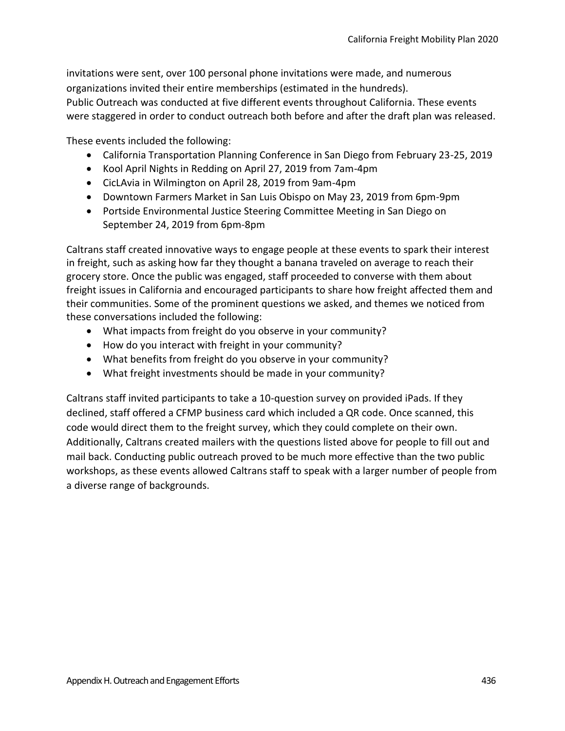invitations were sent, over 100 personal phone invitations were made, and numerous organizations invited their entire memberships (estimated in the hundreds).
Public Outreach was conducted at five different events throughout California. These events were staggered in order to conduct outreach both before and after the draft plan was released.

These events included the following:

- California Transportation Planning Conference in San Diego from February 23-25, 2019
- Kool April Nights in Redding on April 27, 2019 from 7am-4pm
- CicLAvia in Wilmington on April 28, 2019 from 9am-4pm
- Downtown Farmers Market in San Luis Obispo on May 23, 2019 from 6pm-9pm
- Portside Environmental Justice Steering Committee Meeting in San Diego on September 24, 2019 from 6pm-8pm

Caltrans staff created innovative ways to engage people at these events to spark their interest in freight, such as asking how far they thought a banana traveled on average to reach their grocery store. Once the public was engaged, staff proceeded to converse with them about freight issues in California and encouraged participants to share how freight affected them and their communities. Some of the prominent questions we asked, and themes we noticed from these conversations included the following:

- What impacts from freight do you observe in your community?
- How do you interact with freight in your community?
- What benefits from freight do you observe in your community?
- What freight investments should be made in your community?

Caltrans staff invited participants to take a 10-question survey on provided iPads. If they declined, staff offered a CFMP business card which included a QR code. Once scanned, this code would direct them to the freight survey, which they could complete on their own. Additionally, Caltrans created mailers with the questions listed above for people to fill out and mail back. Conducting public outreach proved to be much more effective than the two public workshops, as these events allowed Caltrans staff to speak with a larger number of people from a diverse range of backgrounds.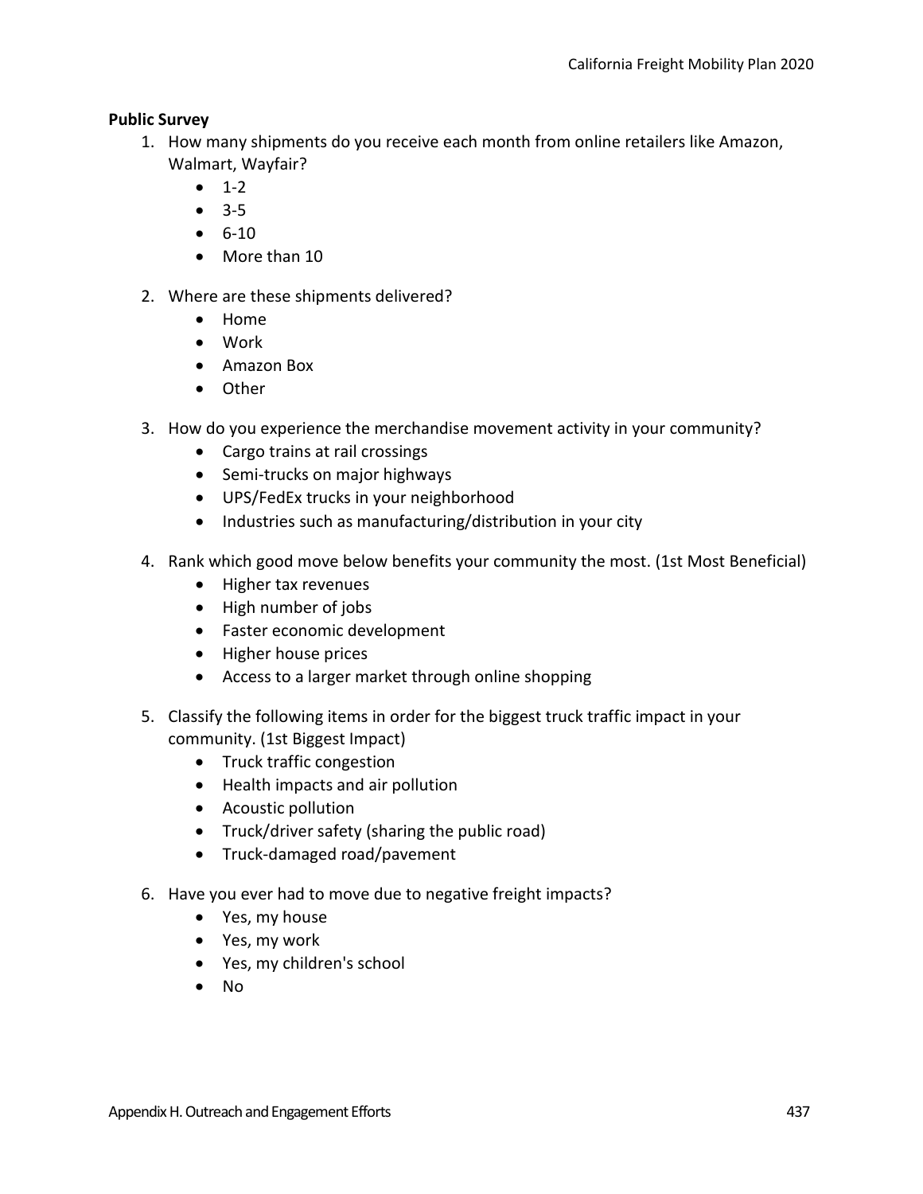**Public Survey**

1. How many shipments do you receive each month from online retailers like Amazon, Walmart, Wayfair?
    - 1-2
    - 3-5
    - 6-10
    - More than 10
2. Where are these shipments delivered?
    - Home
    - Work
    - Amazon Box
    - Other
3. How do you experience the merchandise movement activity in your community?
    - Cargo trains at rail crossings
    - Semi-trucks on major highways
    - UPS/FedEx trucks in your neighborhood
    - Industries such as manufacturing/distribution in your city
4. Rank which good move below benefits your community the most. (1st Most Beneficial)
    - Higher tax revenues
    - High number of jobs
    - Faster economic development
    - Higher house prices
    - Access to a larger market through online shopping
5. Classify the following items in order for the biggest truck traffic impact in your community. (1st Biggest Impact)
    - Truck traffic congestion
    - Health impacts and air pollution
    - Acoustic pollution
    - Truck/driver safety (sharing the public road)
    - Truck-damaged road/pavement
6. Have you ever had to move due to negative freight impacts?
    - Yes, my house
    - Yes, my work
    - Yes, my children's school
    - No